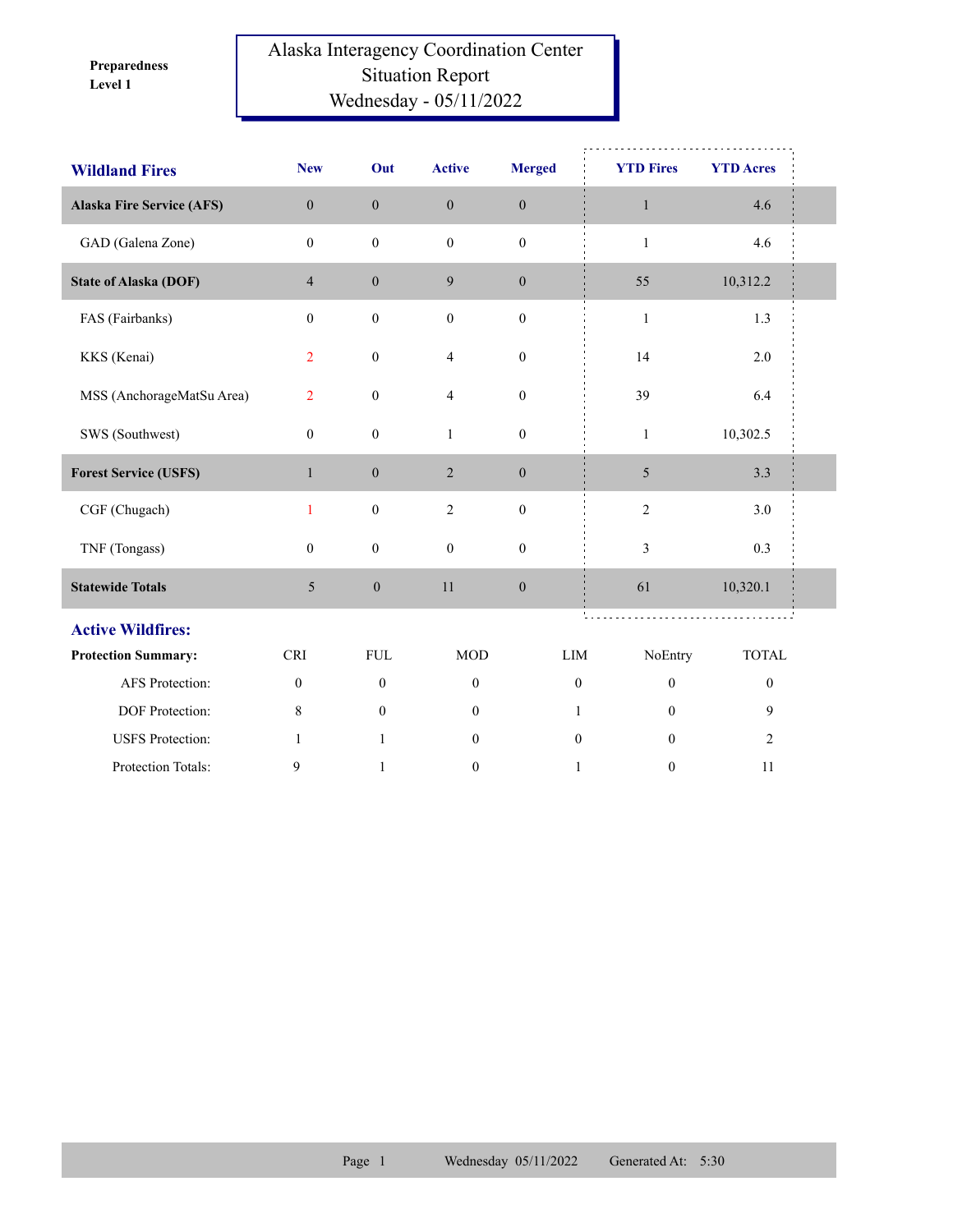Preparedness Level 1

# Alaska Interagency Coordination Center
## Situation Report
### Wednesday - 05/11/2022

| Wildland Fires | New | Out | Active | Merged | YTD Fires | YTD Acres |
|---|---|---|---|---|---|---|
| **Alaska Fire Service (AFS)** | 0 | 0 | 0 | 0 | 1 | 4.6 |
| GAD (Galena Zone) | 0 | 0 | 0 | 0 | 1 | 4.6 |
| **State of Alaska (DOF)** | 4 | 0 | 9 | 0 | 55 | 10,312.2 |
| FAS (Fairbanks) | 0 | 0 | 0 | 0 | 1 | 1.3 |
| KKS (Kenai) | 2 | 0 | 4 | 0 | 14 | 2.0 |
| MSS (AnchorageMatSu Area) | 2 | 0 | 4 | 0 | 39 | 6.4 |
| SWS (Southwest) | 0 | 0 | 1 | 0 | 1 | 10,302.5 |
| **Forest Service (USFS)** | 1 | 0 | 2 | 0 | 5 | 3.3 |
| CGF (Chugach) | 1 | 0 | 2 | 0 | 2 | 3.0 |
| TNF (Tongass) | 0 | 0 | 0 | 0 | 3 | 0.3 |
| **Statewide Totals** | 5 | 0 | 11 | 0 | 61 | 10,320.1 |

## Active Wildfires:

| Protection Summary: | CRI | FUL | MOD | LIM | NoEntry | TOTAL |
|---|---|---|---|---|---|---|
| AFS Protection: | 0 | 0 | 0 | 0 | 0 | 0 |
| DOF Protection: | 8 | 0 | 0 | 1 | 0 | 9 |
| USFS Protection: | 1 | 1 | 0 | 0 | 0 | 2 |
| Protection Totals: | 9 | 1 | 0 | 1 | 0 | 11 |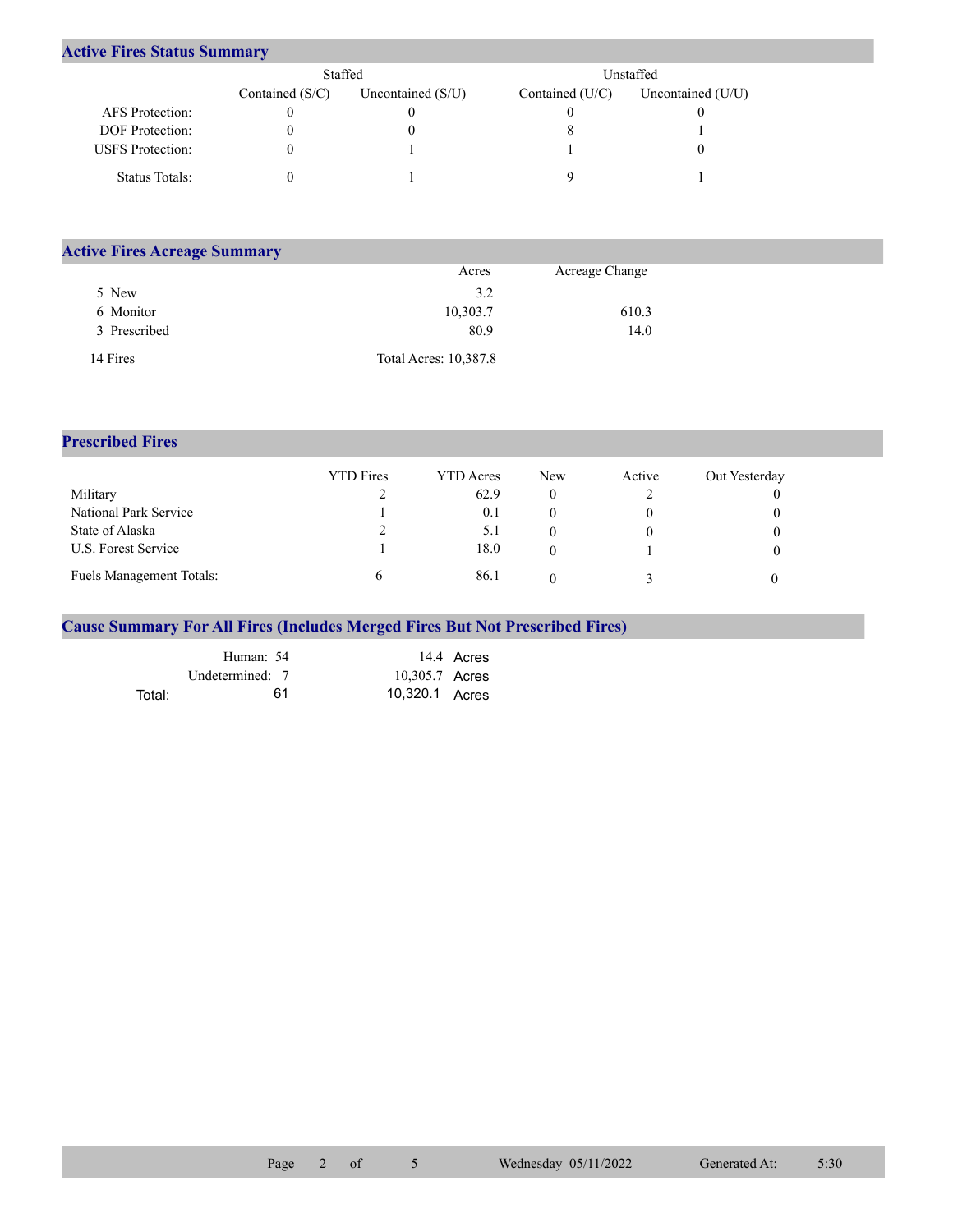## Active Fires Status Summary

| | Staffed | | Unstaffed | |
|---|---|---|---|---|
| | Contained (S/C) | Uncontained (S/U) | Contained (U/C) | Uncontained (U/U) |
| AFS Protection: | 0 | 0 | 0 | 0 |
| DOF Protection: | 0 | 0 | 8 | 1 |
| USFS Protection: | 0 | 1 | 1 | 0 |
| Status Totals: | 0 | 1 | 9 | 1 |

## Active Fires Acreage Summary

| | Acres | Acreage Change |
|---|---|---|
| 5 New | 3.2 | |
| 6 Monitor | 10,303.7 | 610.3 |
| 3 Prescribed | 80.9 | 14.0 |
| 14 Fires | Total Acres: 10,387.8 | |

## Prescribed Fires

| | YTD Fires | YTD Acres | New | Active | Out Yesterday |
|---|---|---|---|---|---|
| Military | 2 | 62.9 | 0 | 2 | 0 |
| National Park Service | 1 | 0.1 | 0 | 0 | 0 |
| State of Alaska | 2 | 5.1 | 0 | 0 | 0 |
| U.S. Forest Service | 1 | 18.0 | 0 | 1 | 0 |
| Fuels Management Totals: | 6 | 86.1 | 0 | 3 | 0 |

## Cause Summary For All Fires (Includes Merged Fires But Not Prescribed Fires)

| | | |
|---|---|---|
| Human: | 54 | 14.4 Acres |
| Undetermined: | 7 | 10,305.7 Acres |
| Total: | 61 | 10,320.1 Acres |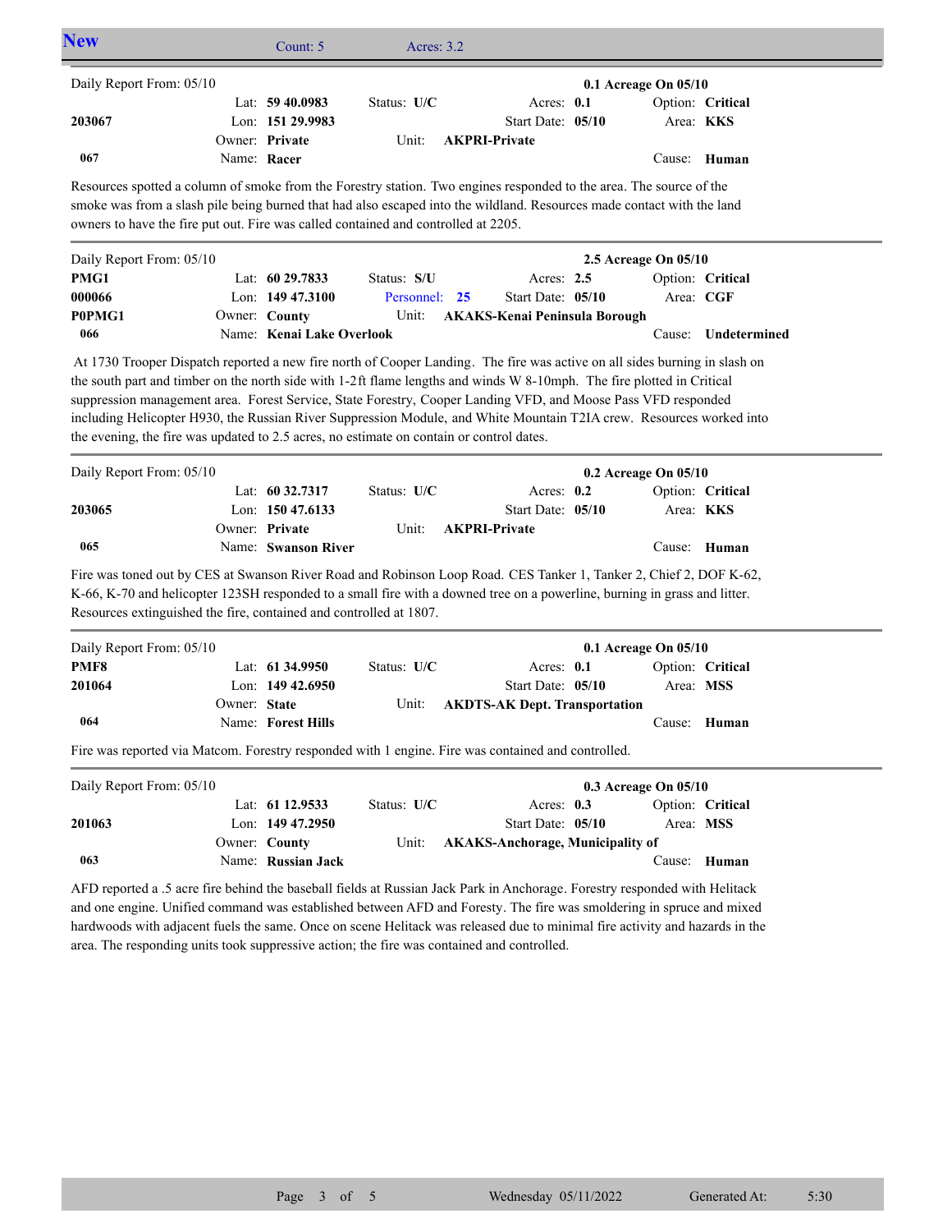## New

Count: 5 Acres: 3.2

---

| Daily Report From: 05/10 | | | | 0.1 Acreage On 05/10 |
|---|---|---|---|---|
| | Lat: **59 40.0983** | Status: **U/C** | Acres: **0.1** | Option: **Critical** |
| **203067** | Lon: **151 29.9983** | | Start Date: **05/10** | Area: **KKS** |
| | Owner: **Private** | Unit: **AKPRI-Private** | | |
| **067** | Name: **Racer** | | | Cause: **Human** |

Resources spotted a column of smoke from the Forestry station. Two engines responded to the area. The source of the smoke was from a slash pile being burned that had also escaped into the wildland. Resources made contact with the land owners to have the fire put out. Fire was called contained and controlled at 2205.

---

| Daily Report From: 05/10 | | | | 2.5 Acreage On 05/10 |
|---|---|---|---|---|
| **PMG1** | Lat: **60 29.7833** | Status: **S/U** | Acres: **2.5** | Option: **Critical** |
| **000066** | Lon: **149 47.3100** | Personnel: **25** | Start Date: **05/10** | Area: **CGF** |
| **P0PMG1** | Owner: **County** | Unit: **AKAKS-Kenai Peninsula Borough** | | |
| **066** | Name: **Kenai Lake Overlook** | | | Cause: **Undetermined** |

At 1730 Trooper Dispatch reported a new fire north of Cooper Landing. The fire was active on all sides burning in slash on the south part and timber on the north side with 1-2ft flame lengths and winds W 8-10mph. The fire plotted in Critical suppression management area. Forest Service, State Forestry, Cooper Landing VFD, and Moose Pass VFD responded including Helicopter H930, the Russian River Suppression Module, and White Mountain T2IA crew. Resources worked into the evening, the fire was updated to 2.5 acres, no estimate on contain or control dates.

---

| Daily Report From: 05/10 | | | | 0.2 Acreage On 05/10 |
|---|---|---|---|---|
| | Lat: **60 32.7317** | Status: **U/C** | Acres: **0.2** | Option: **Critical** |
| **203065** | Lon: **150 47.6133** | | Start Date: **05/10** | Area: **KKS** |
| | Owner: **Private** | Unit: **AKPRI-Private** | | |
| **065** | Name: **Swanson River** | | | Cause: **Human** |

Fire was toned out by CES at Swanson River Road and Robinson Loop Road. CES Tanker 1, Tanker 2, Chief 2, DOF K-62, K-66, K-70 and helicopter 123SH responded to a small fire with a downed tree on a powerline, burning in grass and litter. Resources extinguished the fire, contained and controlled at 1807.

---

| Daily Report From: 05/10 | | | | 0.1 Acreage On 05/10 |
|---|---|---|---|---|
| **PMF8** | Lat: **61 34.9950** | Status: **U/C** | Acres: **0.1** | Option: **Critical** |
| **201064** | Lon: **149 42.6950** | | Start Date: **05/10** | Area: **MSS** |
| | Owner: **State** | Unit: **AKDTS-AK Dept. Transportation** | | |
| **064** | Name: **Forest Hills** | | | Cause: **Human** |

Fire was reported via Matcom. Forestry responded with 1 engine. Fire was contained and controlled.

---

| Daily Report From: 05/10 | | | | 0.3 Acreage On 05/10 |
|---|---|---|---|---|
| | Lat: **61 12.9533** | Status: **U/C** | Acres: **0.3** | Option: **Critical** |
| **201063** | Lon: **149 47.2950** | | Start Date: **05/10** | Area: **MSS** |
| | Owner: **County** | Unit: **AKAKS-Anchorage, Municipality of** | | |
| **063** | Name: **Russian Jack** | | | Cause: **Human** |

AFD reported a .5 acre fire behind the baseball fields at Russian Jack Park in Anchorage. Forestry responded with Helitack and one engine. Unified command was established between AFD and Foresty. The fire was smoldering in spruce and mixed hardwoods with adjacent fuels the same. Once on scene Helitack was released due to minimal fire activity and hazards in the area. The responding units took suppressive action; the fire was contained and controlled.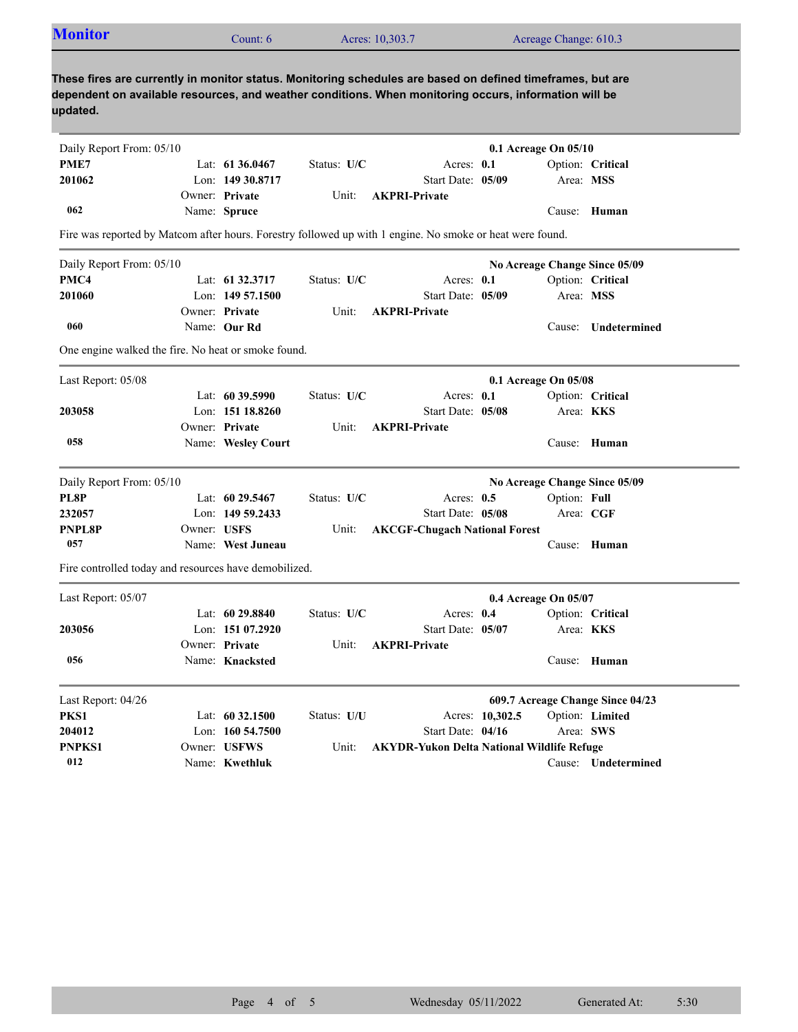## Monitor

Count: 6 | Acres: 10,303.7 | Acreage Change: 610.3

**These fires are currently in monitor status. Monitoring schedules are based on defined timeframes, but are dependent on available resources, and weather conditions. When monitoring occurs, information will be updated.**

---

Daily Report From: 05/10 — **0.1 Acreage On 05/10**

| | | | | |
|---|---|---|---|---|
| **PME7** | Lat: **61 36.0467** | Status: **U/C** | Acres: **0.1** | Option: **Critical** |
| **201062** | Lon: **149 30.8717** | | Start Date: **05/09** | Area: **MSS** |
| | Owner: **Private** | Unit: **AKPRI-Private** | | |
| **062** | Name: **Spruce** | | | Cause: **Human** |

Fire was reported by Matcom after hours. Forestry followed up with 1 engine. No smoke or heat were found.

---

Daily Report From: 05/10 — **No Acreage Change Since 05/09**

| | | | | |
|---|---|---|---|---|
| **PMC4** | Lat: **61 32.3717** | Status: **U/C** | Acres: **0.1** | Option: **Critical** |
| **201060** | Lon: **149 57.1500** | | Start Date: **05/09** | Area: **MSS** |
| | Owner: **Private** | Unit: **AKPRI-Private** | | |
| **060** | Name: **Our Rd** | | | Cause: **Undetermined** |

One engine walked the fire. No heat or smoke found.

---

Last Report: 05/08 — **0.1 Acreage On 05/08**

| | | | | |
|---|---|---|---|---|
| | Lat: **60 39.5990** | Status: **U/C** | Acres: **0.1** | Option: **Critical** |
| **203058** | Lon: **151 18.8260** | | Start Date: **05/08** | Area: **KKS** |
| | Owner: **Private** | Unit: **AKPRI-Private** | | |
| **058** | Name: **Wesley Court** | | | Cause: **Human** |

---

Daily Report From: 05/10 — **No Acreage Change Since 05/09**

| | | | | |
|---|---|---|---|---|
| **PL8P** | Lat: **60 29.5467** | Status: **U/C** | Acres: **0.5** | Option: **Full** |
| **232057** | Lon: **149 59.2433** | | Start Date: **05/08** | Area: **CGF** |
| **PNPL8P** | Owner: **USFS** | Unit: **AKCGF-Chugach National Forest** | | |
| **057** | Name: **West Juneau** | | | Cause: **Human** |

Fire controlled today and resources have demobilized.

---

Last Report: 05/07 — **0.4 Acreage On 05/07**

| | | | | |
|---|---|---|---|---|
| | Lat: **60 29.8840** | Status: **U/C** | Acres: **0.4** | Option: **Critical** |
| **203056** | Lon: **151 07.2920** | | Start Date: **05/07** | Area: **KKS** |
| | Owner: **Private** | Unit: **AKPRI-Private** | | |
| **056** | Name: **Knacksted** | | | Cause: **Human** |

---

Last Report: 04/26 — **609.7 Acreage Change Since 04/23**

| | | | | |
|---|---|---|---|---|
| **PKS1** | Lat: **60 32.1500** | Status: **U/U** | Acres: **10,302.5** | Option: **Limited** |
| **204012** | Lon: **160 54.7500** | | Start Date: **04/16** | Area: **SWS** |
| **PNPKS1** | Owner: **USFWS** | Unit: **AKYDR-Yukon Delta National Wildlife Refuge** | | |
| **012** | Name: **Kwethluk** | | | Cause: **Undetermined** |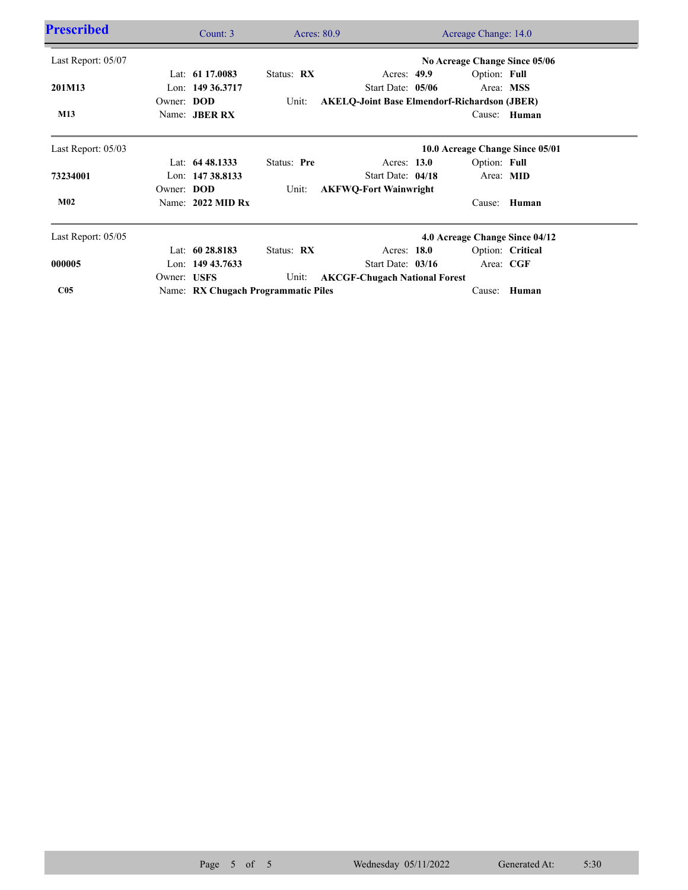## Prescribed

Count: 3 | Acres: 80.9 | Acreage Change: 14.0

---

Last Report: 05/07 — **No Acreage Change Since 05/06**

**201M13**

**M13**

Lat: **61 17.0083** | Status: **RX** | Acres: **49.9** | Option: **Full**

Lon: **149 36.3717** | Start Date: **05/06** | Area: **MSS**

Owner: **DOD** | Unit: **AKELQ-Joint Base Elmendorf-Richardson (JBER)**

Name: **JBER RX** | Cause: **Human**

---

Last Report: 05/03 — **10.0 Acreage Change Since 05/01**

**73234001**

**M02**

Lat: **64 48.1333** | Status: **Pre** | Acres: **13.0** | Option: **Full**

Lon: **147 38.8133** | Start Date: **04/18** | Area: **MID**

Owner: **DOD** | Unit: **AKFWQ-Fort Wainwright**

Name: **2022 MID Rx** | Cause: **Human**

---

Last Report: 05/05 — **4.0 Acreage Change Since 04/12**

**000005**

**C05**

Lat: **60 28.8183** | Status: **RX** | Acres: **18.0** | Option: **Critical**

Lon: **149 43.7633** | Start Date: **03/16** | Area: **CGF**

Owner: **USFS** | Unit: **AKCGF-Chugach National Forest**

Name: **RX Chugach Programmatic Piles** | Cause: **Human**

Wednesday 05/11/2022 | Generated At: 5:30